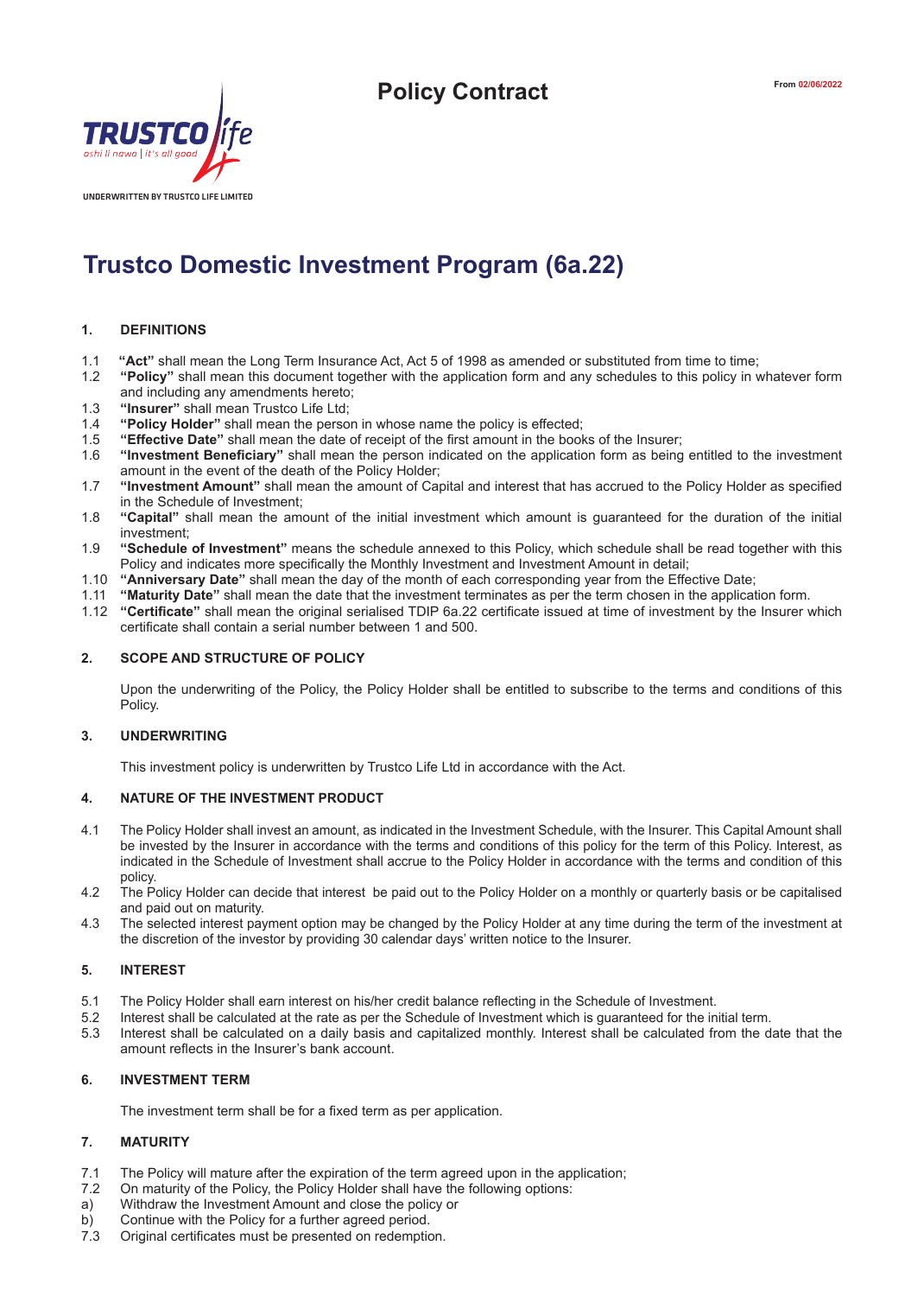# Policy Contract

From 02/06/2022

TRUSTCO life
oshi li nawa | it's all good

UNDERWRITTEN BY TRUSTCO LIFE LIMITED

# Trustco Domestic Investment Program (6a.22)

## 1. DEFINITIONS

1.1 **"Act"** shall mean the Long Term Insurance Act, Act 5 of 1998 as amended or substituted from time to time;

1.2 **"Policy"** shall mean this document together with the application form and any schedules to this policy in whatever form and including any amendments hereto;

1.3 **"Insurer"** shall mean Trustco Life Ltd;

1.4 **"Policy Holder"** shall mean the person in whose name the policy is effected;

1.5 **"Effective Date"** shall mean the date of receipt of the first amount in the books of the Insurer;

1.6 **"Investment Beneficiary"** shall mean the person indicated on the application form as being entitled to the investment amount in the event of the death of the Policy Holder;

1.7 **"Investment Amount"** shall mean the amount of Capital and interest that has accrued to the Policy Holder as specified in the Schedule of Investment;

1.8 **"Capital"** shall mean the amount of the initial investment which amount is guaranteed for the duration of the initial investment;

1.9 **"Schedule of Investment"** means the schedule annexed to this Policy, which schedule shall be read together with this Policy and indicates more specifically the Monthly Investment and Investment Amount in detail;

1.10 **"Anniversary Date"** shall mean the day of the month of each corresponding year from the Effective Date;

1.11 **"Maturity Date"** shall mean the date that the investment terminates as per the term chosen in the application form.

1.12 **"Certificate"** shall mean the original serialised TDIP 6a.22 certificate issued at time of investment by the Insurer which certificate shall contain a serial number between 1 and 500.

## 2. SCOPE AND STRUCTURE OF POLICY

Upon the underwriting of the Policy, the Policy Holder shall be entitled to subscribe to the terms and conditions of this Policy.

## 3. UNDERWRITING

This investment policy is underwritten by Trustco Life Ltd in accordance with the Act.

## 4. NATURE OF THE INVESTMENT PRODUCT

4.1 The Policy Holder shall invest an amount, as indicated in the Investment Schedule, with the Insurer. This Capital Amount shall be invested by the Insurer in accordance with the terms and conditions of this policy for the term of this Policy. Interest, as indicated in the Schedule of Investment shall accrue to the Policy Holder in accordance with the terms and condition of this policy.

4.2 The Policy Holder can decide that interest be paid out to the Policy Holder on a monthly or quarterly basis or be capitalised and paid out on maturity.

4.3 The selected interest payment option may be changed by the Policy Holder at any time during the term of the investment at the discretion of the investor by providing 30 calendar days' written notice to the Insurer.

## 5. INTEREST

5.1 The Policy Holder shall earn interest on his/her credit balance reflecting in the Schedule of Investment.

5.2 Interest shall be calculated at the rate as per the Schedule of Investment which is guaranteed for the initial term.

5.3 Interest shall be calculated on a daily basis and capitalized monthly. Interest shall be calculated from the date that the amount reflects in the Insurer's bank account.

## 6. INVESTMENT TERM

The investment term shall be for a fixed term as per application.

## 7. MATURITY

7.1 The Policy will mature after the expiration of the term agreed upon in the application;

7.2 On maturity of the Policy, the Policy Holder shall have the following options:

a) Withdraw the Investment Amount and close the policy or

b) Continue with the Policy for a further agreed period.

7.3 Original certificates must be presented on redemption.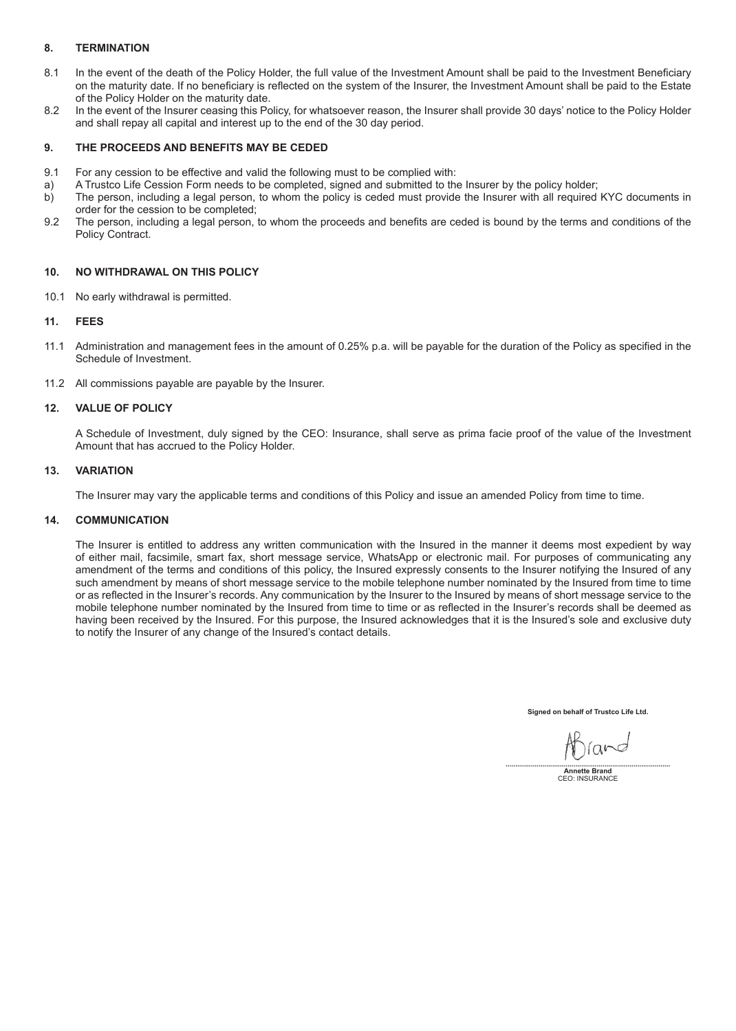## 8. TERMINATION

8.1 In the event of the death of the Policy Holder, the full value of the Investment Amount shall be paid to the Investment Beneficiary on the maturity date. If no beneficiary is reflected on the system of the Insurer, the Investment Amount shall be paid to the Estate of the Policy Holder on the maturity date.

8.2 In the event of the Insurer ceasing this Policy, for whatsoever reason, the Insurer shall provide 30 days' notice to the Policy Holder and shall repay all capital and interest up to the end of the 30 day period.

## 9. THE PROCEEDS AND BENEFITS MAY BE CEDED

9.1 For any cession to be effective and valid the following must to be complied with:

a) A Trustco Life Cession Form needs to be completed, signed and submitted to the Insurer by the policy holder;

b) The person, including a legal person, to whom the policy is ceded must provide the Insurer with all required KYC documents in order for the cession to be completed;

9.2 The person, including a legal person, to whom the proceeds and benefits are ceded is bound by the terms and conditions of the Policy Contract.

## 10. NO WITHDRAWAL ON THIS POLICY

10.1 No early withdrawal is permitted.

## 11. FEES

11.1 Administration and management fees in the amount of 0.25% p.a. will be payable for the duration of the Policy as specified in the Schedule of Investment.

11.2 All commissions payable are payable by the Insurer.

## 12. VALUE OF POLICY

A Schedule of Investment, duly signed by the CEO: Insurance, shall serve as prima facie proof of the value of the Investment Amount that has accrued to the Policy Holder.

## 13. VARIATION

The Insurer may vary the applicable terms and conditions of this Policy and issue an amended Policy from time to time.

## 14. COMMUNICATION

The Insurer is entitled to address any written communication with the Insured in the manner it deems most expedient by way of either mail, facsimile, smart fax, short message service, WhatsApp or electronic mail. For purposes of communicating any amendment of the terms and conditions of this policy, the Insured expressly consents to the Insurer notifying the Insured of any such amendment by means of short message service to the mobile telephone number nominated by the Insured from time to time or as reflected in the Insurer's records. Any communication by the Insurer to the Insured by means of short message service to the mobile telephone number nominated by the Insured from time to time or as reflected in the Insurer's records shall be deemed as having been received by the Insured. For this purpose, the Insured acknowledges that it is the Insured's sole and exclusive duty to notify the Insurer of any change of the Insured's contact details.

**Signed on behalf of Trustco Life Ltd.**

ABrand

.............................................................................

**Annette Brand**
CEO: INSURANCE